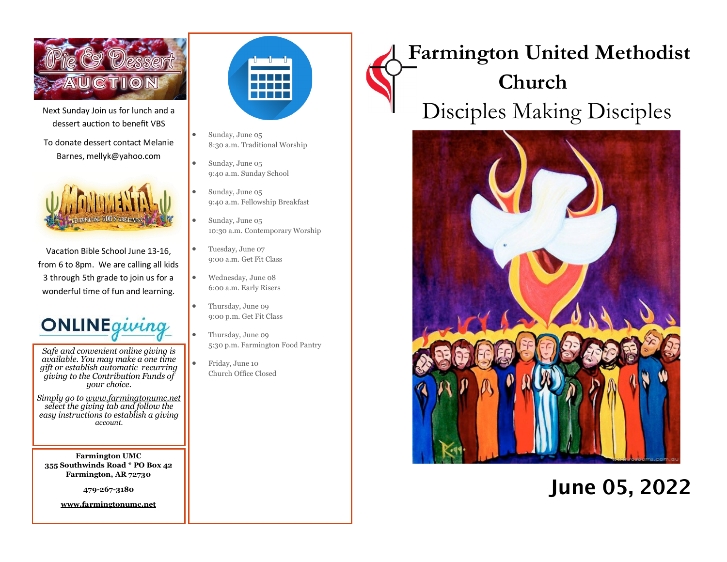Next Sunday Join us for lunch and a dessert auction to benefit VBS

To donate dessert contact Melanie Barnes, mellyk@yahoo.com

Vacation Bible School June 13-16, from 6 to 8pm. We are calling all kids 3 through 5th grade to join us for a wonderful time of fun and learning.

*Safe and convenient online giving is available. You may make a one time gift or establish automatic recurring giving to the Contribution Funds of your choice.*

*Simply go to www.farmingtonumc.net select the giving tab and follow the easy instructions to establish a giving account.*

**Farmington UMC**
**355 Southwinds Road * PO Box 42**
**Farmington, AR 72730**

**479-267-3180**

**www.farmingtonumc.net**

- Sunday, June 05
  8:30 a.m. Traditional Worship
- Sunday, June 05
  9:40 a.m. Sunday School
- Sunday, June 05
  9:40 a.m. Fellowship Breakfast
- Sunday, June 05
  10:30 a.m. Contemporary Worship
- Tuesday, June 07
  9:00 a.m. Get Fit Class
- Wednesday, June 08
  6:00 a.m. Early Risers
- Thursday, June 09
  9:00 p.m. Get Fit Class
- Thursday, June 09
  5:30 p.m. Farmington Food Pantry
- Friday, June 10
  Church Office Closed

# Farmington United Methodist Church

## Disciples Making Disciples

## June 05, 2022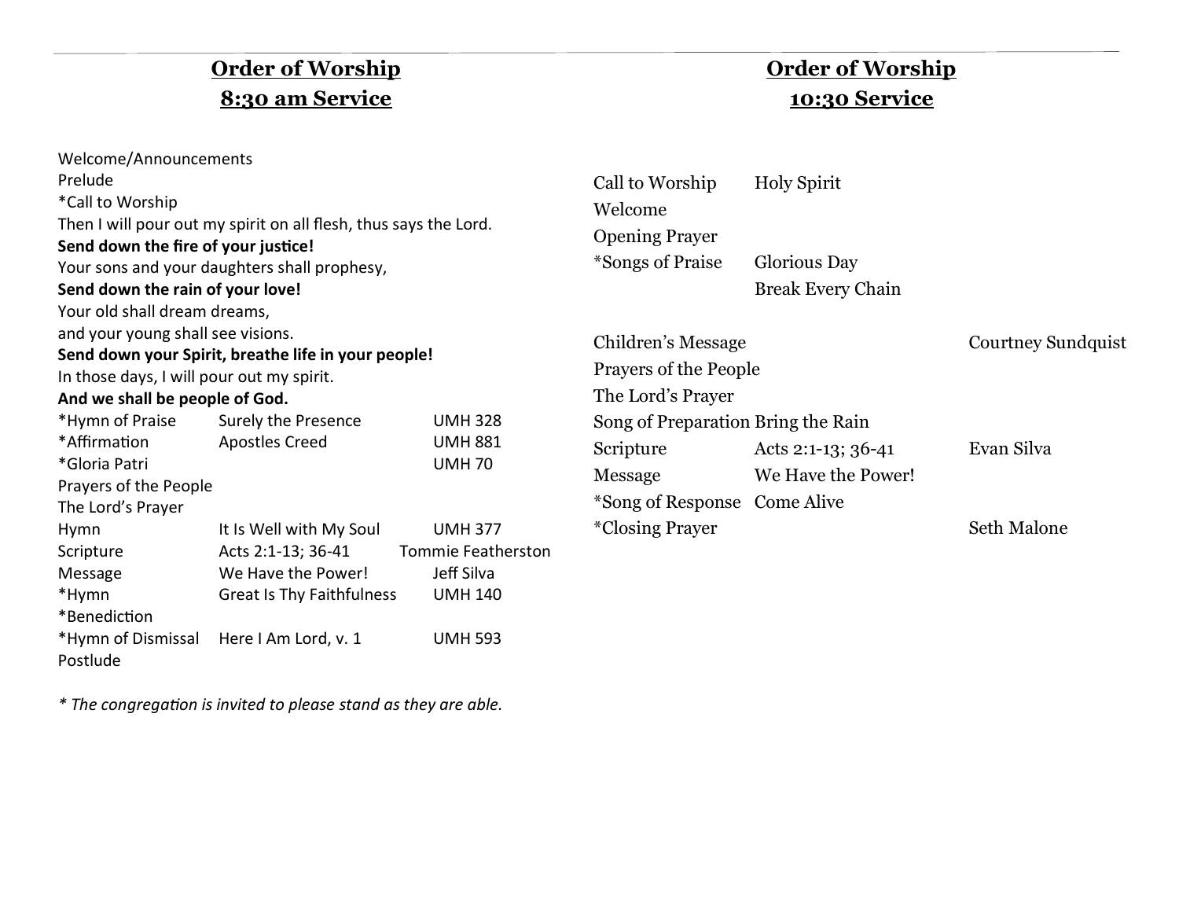## **Order of Worship**
## **8:30 am Service**

Welcome/Announcements
Prelude
*Call to Worship
Then I will pour out my spirit on all flesh, thus says the Lord.
**Send down the fire of your justice!**
Your sons and your daughters shall prophesy,
**Send down the rain of your love!**
Your old shall dream dreams,
and your young shall see visions.
**Send down your Spirit, breathe life in your people!**
In those days, I will pour out my spirit.
**And we shall be people of God.**

| | | |
|---|---|---|
| *Hymn of Praise | Surely the Presence | UMH 328 |
| *Affirmation | Apostles Creed | UMH 881 |
| *Gloria Patri | | UMH 70 |
| Prayers of the People | | |
| The Lord's Prayer | | |
| Hymn | It Is Well with My Soul | UMH 377 |
| Scripture | Acts 2:1-13; 36-41 | Tommie Featherston |
| Message | We Have the Power! | Jeff Silva |
| *Hymn | Great Is Thy Faithfulness | UMH 140 |
| *Benediction | | |
| *Hymn of Dismissal | Here I Am Lord, v. 1 | UMH 593 |
| Postlude | | |

*\* The congregation is invited to please stand as they are able.*

## **Order of Worship**
## **10:30 Service**

| | | |
|---|---|---|
| Call to Worship | Holy Spirit | |
| Welcome | | |
| Opening Prayer | | |
| *Songs of Praise | Glorious Day | |
| | Break Every Chain | |
| Children's Message | | Courtney Sundquist |
| Prayers of the People | | |
| The Lord's Prayer | | |
| Song of Preparation | Bring the Rain | |
| Scripture | Acts 2:1-13; 36-41 | Evan Silva |
| Message | We Have the Power! | |
| *Song of Response | Come Alive | |
| *Closing Prayer | | Seth Malone |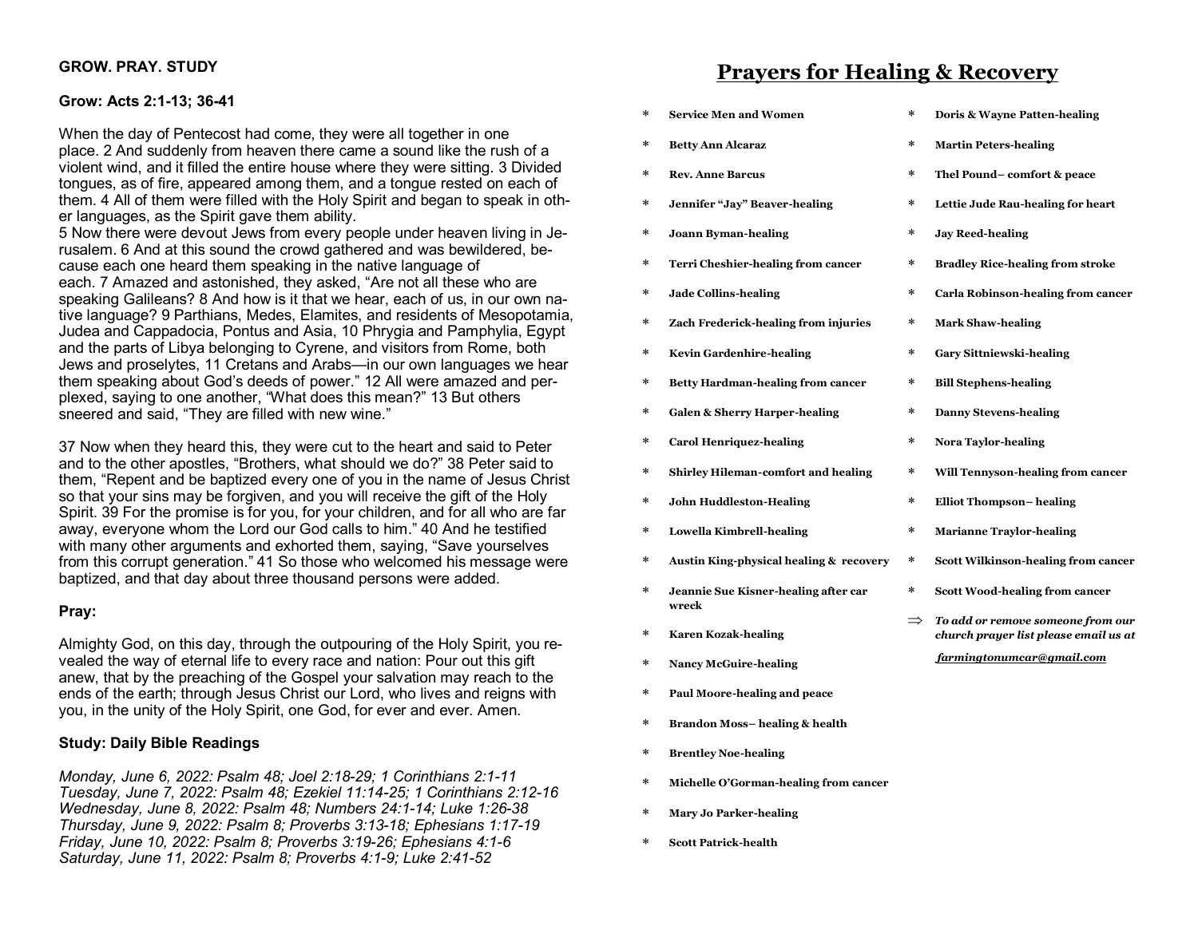**GROW. PRAY. STUDY**

**Grow: Acts 2:1-13; 36-41**

When the day of Pentecost had come, they were all together in one place. 2 And suddenly from heaven there came a sound like the rush of a violent wind, and it filled the entire house where they were sitting. 3 Divided tongues, as of fire, appeared among them, and a tongue rested on each of them. 4 All of them were filled with the Holy Spirit and began to speak in other languages, as the Spirit gave them ability.
5 Now there were devout Jews from every people under heaven living in Jerusalem. 6 And at this sound the crowd gathered and was bewildered, because each one heard them speaking in the native language of each. 7 Amazed and astonished, they asked, "Are not all these who are speaking Galileans? 8 And how is it that we hear, each of us, in our own native language? 9 Parthians, Medes, Elamites, and residents of Mesopotamia, Judea and Cappadocia, Pontus and Asia, 10 Phrygia and Pamphylia, Egypt and the parts of Libya belonging to Cyrene, and visitors from Rome, both Jews and proselytes, 11 Cretans and Arabs—in our own languages we hear them speaking about God's deeds of power." 12 All were amazed and perplexed, saying to one another, "What does this mean?" 13 But others sneered and said, "They are filled with new wine."

37 Now when they heard this, they were cut to the heart and said to Peter and to the other apostles, "Brothers, what should we do?" 38 Peter said to them, "Repent and be baptized every one of you in the name of Jesus Christ so that your sins may be forgiven, and you will receive the gift of the Holy Spirit. 39 For the promise is for you, for your children, and for all who are far away, everyone whom the Lord our God calls to him." 40 And he testified with many other arguments and exhorted them, saying, "Save yourselves from this corrupt generation." 41 So those who welcomed his message were baptized, and that day about three thousand persons were added.

**Pray:**

Almighty God, on this day, through the outpouring of the Holy Spirit, you revealed the way of eternal life to every race and nation: Pour out this gift anew, that by the preaching of the Gospel your salvation may reach to the ends of the earth; through Jesus Christ our Lord, who lives and reigns with you, in the unity of the Holy Spirit, one God, for ever and ever. Amen.

**Study: Daily Bible Readings**

*Monday, June 6, 2022: Psalm 48; Joel 2:18-29; 1 Corinthians 2:1-11*
*Tuesday, June 7, 2022: Psalm 48; Ezekiel 11:14-25; 1 Corinthians 2:12-16*
*Wednesday, June 8, 2022: Psalm 48; Numbers 24:1-14; Luke 1:26-38*
*Thursday, June 9, 2022: Psalm 8; Proverbs 3:13-18; Ephesians 1:17-19*
*Friday, June 10, 2022: Psalm 8; Proverbs 3:19-26; Ephesians 4:1-6*
*Saturday, June 11, 2022: Psalm 8; Proverbs 4:1-9; Luke 2:41-52*

# Prayers for Healing & Recovery

- **Service Men and Women**
- **Betty Ann Alcaraz**
- **Rev. Anne Barcus**
- **Jennifer "Jay" Beaver-healing**
- **Joann Byman-healing**
- **Terri Cheshier-healing from cancer**
- **Jade Collins-healing**
- **Zach Frederick-healing from injuries**
- **Kevin Gardenhire-healing**
- **Betty Hardman-healing from cancer**
- **Galen & Sherry Harper-healing**
- **Carol Henriquez-healing**
- **Shirley Hileman-comfort and healing**
- **John Huddleston-Healing**
- **Lowella Kimbrell-healing**
- **Austin King-physical healing & recovery**
- **Jeannie Sue Kisner-healing after car wreck**
- **Karen Kozak-healing**
- **Nancy McGuire-healing**
- **Paul Moore-healing and peace**
- **Brandon Moss– healing & health**
- **Brentley Noe-healing**
- **Michelle O'Gorman-healing from cancer**
- **Mary Jo Parker-healing**
- **Scott Patrick-health**
- **Doris & Wayne Patten-healing**
- **Martin Peters-healing**
- **Thel Pound– comfort & peace**
- **Lettie Jude Rau-healing for heart**
- **Jay Reed-healing**
- **Bradley Rice-healing from stroke**
- **Carla Robinson-healing from cancer**
- **Mark Shaw-healing**
- **Gary Sittniewski-healing**
- **Bill Stephens-healing**
- **Danny Stevens-healing**
- **Nora Taylor-healing**
- **Will Tennyson-healing from cancer**
- **Elliot Thompson– healing**
- **Marianne Traylor-healing**
- **Scott Wilkinson-healing from cancer**
- **Scott Wood-healing from cancer**

⇒ ***To add or remove someone from our church prayer list please email us at farmingtonumcar@gmail.com***